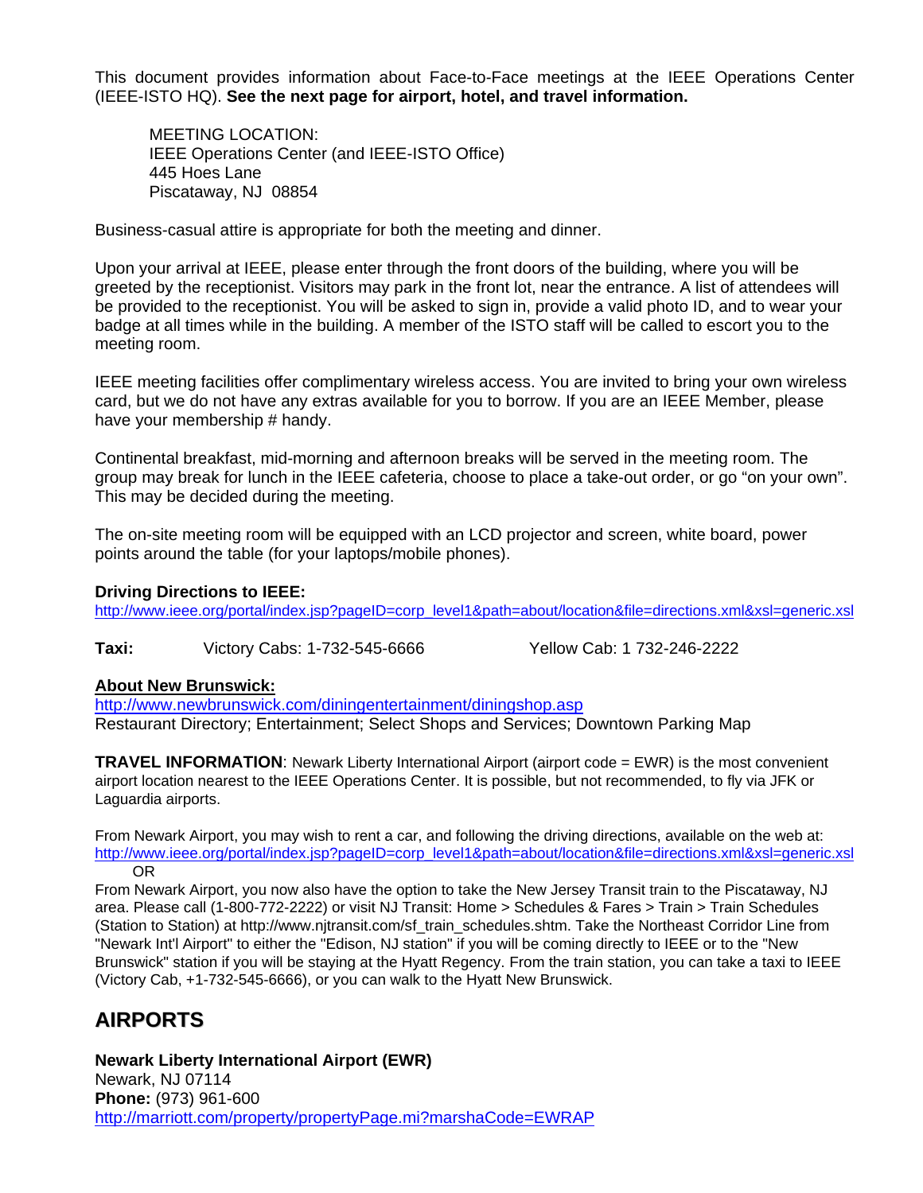This document provides information about Face-to-Face meetings at the IEEE Operations Center (IEEE-ISTO HQ). **See the next page for airport, hotel, and travel information.**

MEETING LOCATION:
IEEE Operations Center (and IEEE-ISTO Office)
445 Hoes Lane
Piscataway, NJ 08854

Business-casual attire is appropriate for both the meeting and dinner.

Upon your arrival at IEEE, please enter through the front doors of the building, where you will be greeted by the receptionist. Visitors may park in the front lot, near the entrance. A list of attendees will be provided to the receptionist. You will be asked to sign in, provide a valid photo ID, and to wear your badge at all times while in the building. A member of the ISTO staff will be called to escort you to the meeting room.

IEEE meeting facilities offer complimentary wireless access. You are invited to bring your own wireless card, but we do not have any extras available for you to borrow. If you are an IEEE Member, please have your membership # handy.

Continental breakfast, mid-morning and afternoon breaks will be served in the meeting room. The group may break for lunch in the IEEE cafeteria, choose to place a take-out order, or go "on your own". This may be decided during the meeting.

The on-site meeting room will be equipped with an LCD projector and screen, white board, power points around the table (for your laptops/mobile phones).

**Driving Directions to IEEE:**
http://www.ieee.org/portal/index.jsp?pageID=corp_level1&path=about/location&file=directions.xml&xsl=generic.xsl

**Taxi:** Victory Cabs: 1-732-545-6666 Yellow Cab: 1 732-246-2222

**About New Brunswick:**
http://www.newbrunswick.com/diningentertainment/diningshop.asp
Restaurant Directory; Entertainment; Select Shops and Services; Downtown Parking Map

**TRAVEL INFORMATION**: Newark Liberty International Airport (airport code = EWR) is the most convenient airport location nearest to the IEEE Operations Center. It is possible, but not recommended, to fly via JFK or Laguardia airports.

From Newark Airport, you may wish to rent a car, and following the driving directions, available on the web at:
http://www.ieee.org/portal/index.jsp?pageID=corp_level1&path=about/location&file=directions.xml&xsl=generic.xsl
OR
From Newark Airport, you now also have the option to take the New Jersey Transit train to the Piscataway, NJ area. Please call (1-800-772-2222) or visit NJ Transit: Home > Schedules & Fares > Train > Train Schedules (Station to Station) at http://www.njtransit.com/sf_train_schedules.shtm. Take the Northeast Corridor Line from "Newark Int'l Airport" to either the "Edison, NJ station" if you will be coming directly to IEEE or to the "New Brunswick" station if you will be staying at the Hyatt Regency. From the train station, you can take a taxi to IEEE (Victory Cab, +1-732-545-6666), or you can walk to the Hyatt New Brunswick.

## AIRPORTS

**Newark Liberty International Airport (EWR)**
Newark, NJ 07114
**Phone:** (973) 961-600
http://marriott.com/property/propertyPage.mi?marshaCode=EWRAP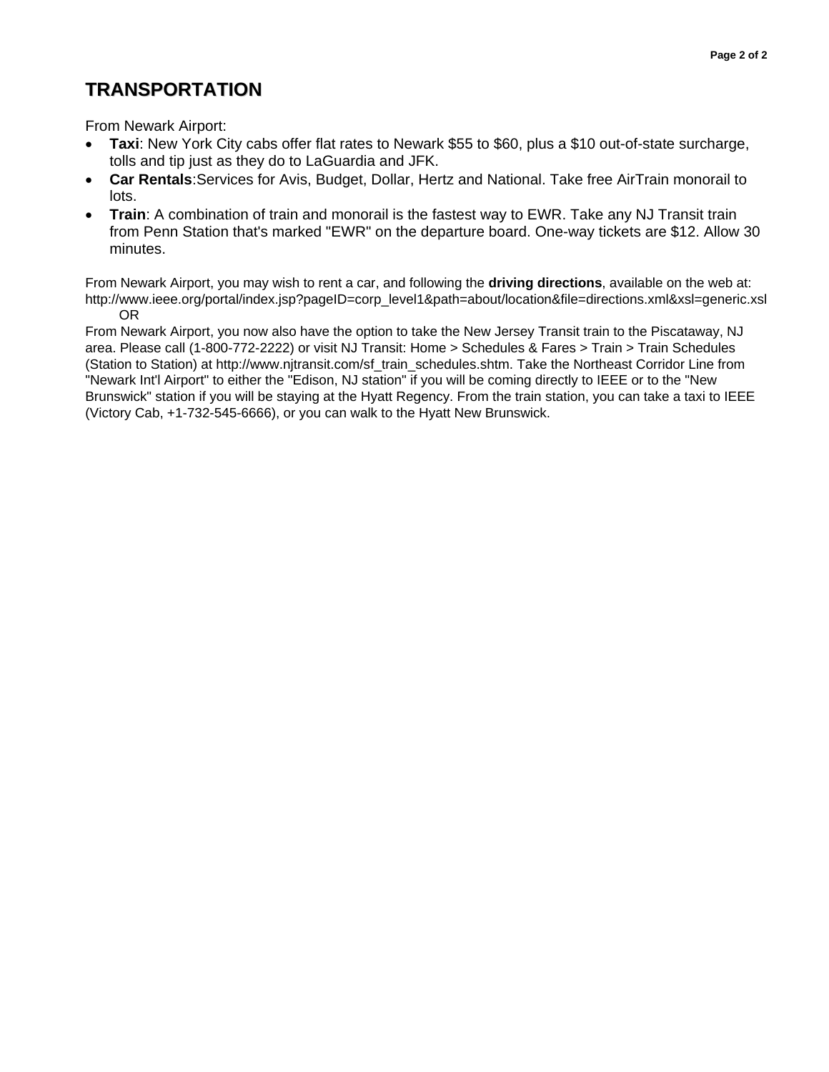# TRANSPORTATION

From Newark Airport:

- **Taxi**: New York City cabs offer flat rates to Newark $55 to $60, plus a $10 out-of-state surcharge, tolls and tip just as they do to LaGuardia and JFK.
- **Car Rentals**:Services for Avis, Budget, Dollar, Hertz and National. Take free AirTrain monorail to lots.
- **Train**: A combination of train and monorail is the fastest way to EWR. Take any NJ Transit train from Penn Station that's marked "EWR" on the departure board. One-way tickets are $12. Allow 30 minutes.

From Newark Airport, you may wish to rent a car, and following the **driving directions**, available on the web at: http://www.ieee.org/portal/index.jsp?pageID=corp_level1&path=about/location&file=directions.xml&xsl=generic.xsl

OR

From Newark Airport, you now also have the option to take the New Jersey Transit train to the Piscataway, NJ area. Please call (1-800-772-2222) or visit NJ Transit: Home > Schedules & Fares > Train > Train Schedules (Station to Station) at http://www.njtransit.com/sf_train_schedules.shtm. Take the Northeast Corridor Line from "Newark Int'l Airport" to either the "Edison, NJ station" if you will be coming directly to IEEE or to the "New Brunswick" station if you will be staying at the Hyatt Regency. From the train station, you can take a taxi to IEEE (Victory Cab, +1-732-545-6666), or you can walk to the Hyatt New Brunswick.